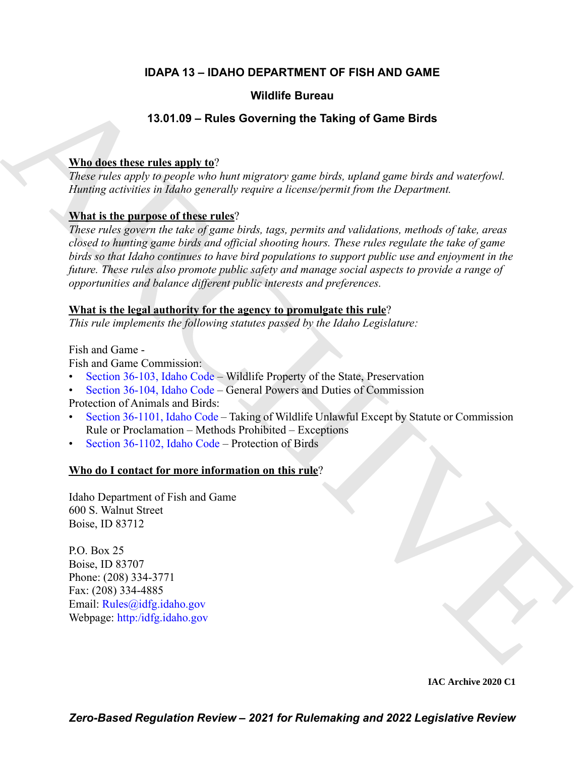# IDAPA 13 – IDAHO DEPARTMENT OF FISH AND GAME

## Wildlife Bureau

## 13.01.09 – Rules Governing the Taking of Game Birds

**Who does these rules apply to?**

*These rules apply to people who hunt migratory game birds, upland game birds and waterfowl. Hunting activities in Idaho generally require a license/permit from the Department.*

**What is the purpose of these rules?**

*These rules govern the take of game birds, tags, permits and validations, methods of take, areas closed to hunting game birds and official shooting hours. These rules regulate the take of game birds so that Idaho continues to have bird populations to support public use and enjoyment in the future. These rules also promote public safety and manage social aspects to provide a range of opportunities and balance different public interests and preferences.*

**What is the legal authority for the agency to promulgate this rule?**

*This rule implements the following statutes passed by the Idaho Legislature:*

Fish and Game -
Fish and Game Commission:
- Section 36-103, Idaho Code – Wildlife Property of the State, Preservation
- Section 36-104, Idaho Code – General Powers and Duties of Commission

Protection of Animals and Birds:
- Section 36-1101, Idaho Code – Taking of Wildlife Unlawful Except by Statute or Commission Rule or Proclamation – Methods Prohibited – Exceptions
- Section 36-1102, Idaho Code – Protection of Birds

**Who do I contact for more information on this rule?**

Idaho Department of Fish and Game
600 S. Walnut Street
Boise, ID 83712

P.O. Box 25
Boise, ID 83707
Phone: (208) 334-3771
Fax: (208) 334-4885
Email: Rules@idfg.idaho.gov
Webpage: http:/idfg.idaho.gov

**IAC Archive 2020 C1**

***Zero-Based Regulation Review – 2021 for Rulemaking and 2022 Legislative Review***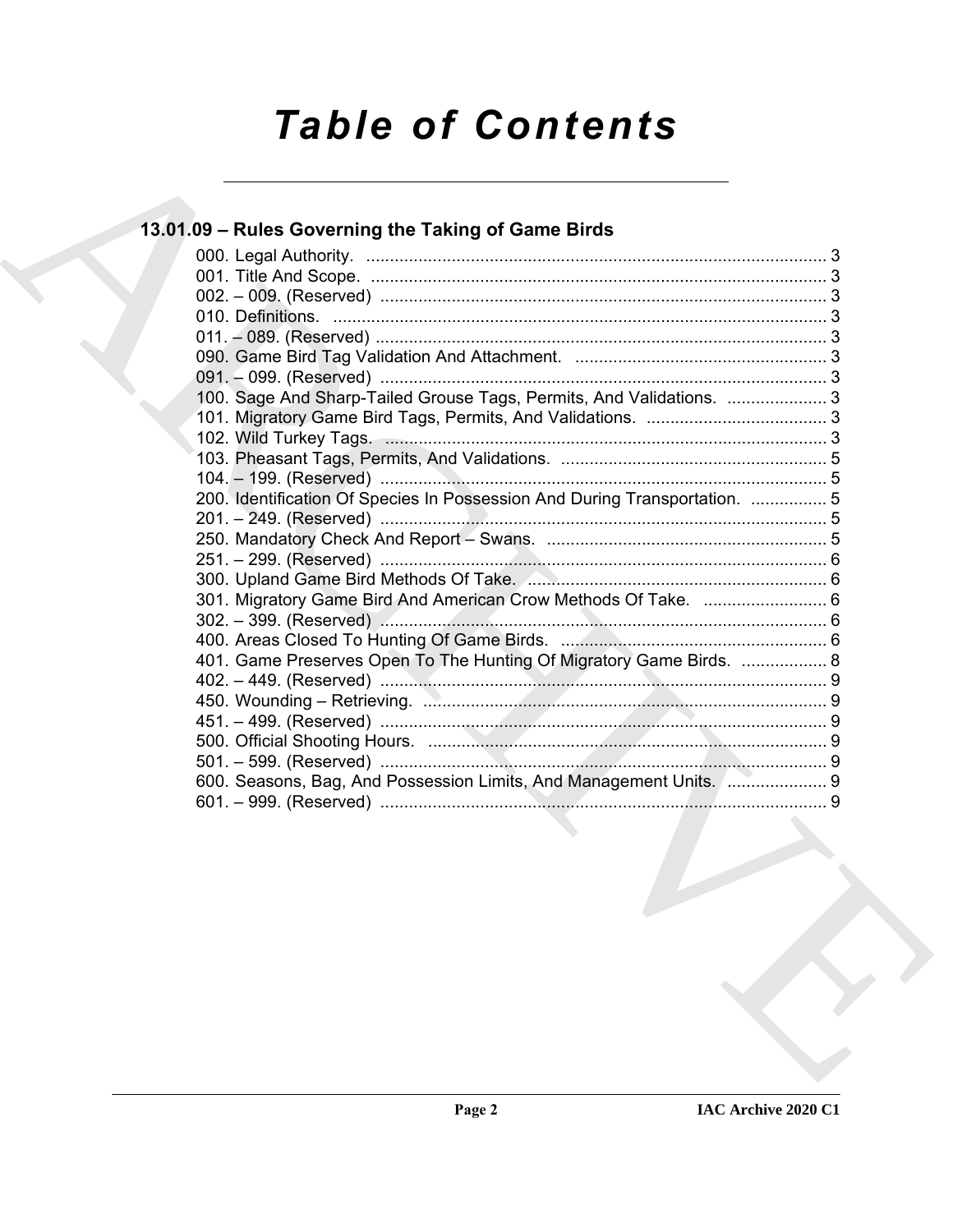# Table of Contents

## 13.01.09 – Rules Governing the Taking of Game Birds

000. Legal Authority. ........................................................................................ 3
001. Title And Scope. ........................................................................................ 3
002. – 009. (Reserved) ........................................................................................ 3
010. Definitions. ........................................................................................ 3
011. – 089. (Reserved) ........................................................................................ 3
090. Game Bird Tag Validation And Attachment. ........................................................ 3
091. – 099. (Reserved) ........................................................................................ 3
100. Sage And Sharp-Tailed Grouse Tags, Permits, And Validations. ..................... 3
101. Migratory Game Bird Tags, Permits, And Validations. ...................................... 3
102. Wild Turkey Tags. ........................................................................................ 3
103. Pheasant Tags, Permits, And Validations. ........................................................ 5
104. – 199. (Reserved) ........................................................................................ 5
200. Identification Of Species In Possession And During Transportation. ................ 5
201. – 249. (Reserved) ........................................................................................ 5
250. Mandatory Check And Report – Swans. ........................................................ 5
251. – 299. (Reserved) ........................................................................................ 6
300. Upland Game Bird Methods Of Take. ........................................................ 6
301. Migratory Game Bird And American Crow Methods Of Take. ......................... 6
302. – 399. (Reserved) ........................................................................................ 6
400. Areas Closed To Hunting Of Game Birds. ........................................................ 6
401. Game Preserves Open To The Hunting Of Migratory Game Birds. .................. 8
402. – 449. (Reserved) ........................................................................................ 9
450. Wounding – Retrieving. ........................................................................................ 9
451. – 499. (Reserved) ........................................................................................ 9
500. Official Shooting Hours. ........................................................................................ 9
501. – 599. (Reserved) ........................................................................................ 9
600. Seasons, Bag, And Possession Limits, And Management Units. ..................... 9
601. – 999. (Reserved) ........................................................................................ 9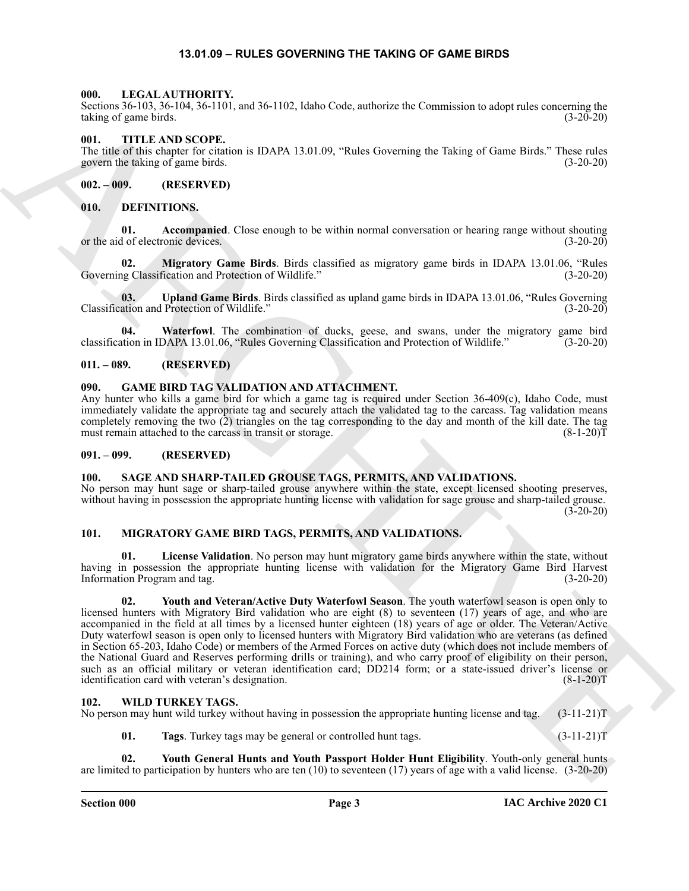# 13.01.09 – RULES GOVERNING THE TAKING OF GAME BIRDS

### 000. LEGAL AUTHORITY.

Sections 36-103, 36-104, 36-1101, and 36-1102, Idaho Code, authorize the Commission to adopt rules concerning the taking of game birds. (3-20-20)

### 001. TITLE AND SCOPE.

The title of this chapter for citation is IDAPA 13.01.09, "Rules Governing the Taking of Game Birds." These rules govern the taking of game birds. (3-20-20)

### 002. – 009. (RESERVED)

### 010. DEFINITIONS.

**01. Accompanied**. Close enough to be within normal conversation or hearing range without shouting or the aid of electronic devices. (3-20-20)

**02. Migratory Game Birds**. Birds classified as migratory game birds in IDAPA 13.01.06, "Rules Governing Classification and Protection of Wildlife." (3-20-20)

**03. Upland Game Birds**. Birds classified as upland game birds in IDAPA 13.01.06, "Rules Governing Classification and Protection of Wildlife." (3-20-20)

**04. Waterfowl**. The combination of ducks, geese, and swans, under the migratory game bird classification in IDAPA 13.01.06, "Rules Governing Classification and Protection of Wildlife." (3-20-20)

### 011. – 089. (RESERVED)

### 090. GAME BIRD TAG VALIDATION AND ATTACHMENT.

Any hunter who kills a game bird for which a game tag is required under Section 36-409(c), Idaho Code, must immediately validate the appropriate tag and securely attach the validated tag to the carcass. Tag validation means completely removing the two (2) triangles on the tag corresponding to the day and month of the kill date. The tag must remain attached to the carcass in transit or storage. (8-1-20)T

### 091. – 099. (RESERVED)

### 100. SAGE AND SHARP-TAILED GROUSE TAGS, PERMITS, AND VALIDATIONS.

No person may hunt sage or sharp-tailed grouse anywhere within the state, except licensed shooting preserves, without having in possession the appropriate hunting license with validation for sage grouse and sharp-tailed grouse. (3-20-20)

### 101. MIGRATORY GAME BIRD TAGS, PERMITS, AND VALIDATIONS.

**01. License Validation**. No person may hunt migratory game birds anywhere within the state, without having in possession the appropriate hunting license with validation for the Migratory Game Bird Harvest Information Program and tag. (3-20-20)

**02. Youth and Veteran/Active Duty Waterfowl Season**. The youth waterfowl season is open only to licensed hunters with Migratory Bird validation who are eight (8) to seventeen (17) years of age, and who are accompanied in the field at all times by a licensed hunter eighteen (18) years of age or older. The Veteran/Active Duty waterfowl season is open only to licensed hunters with Migratory Bird validation who are veterans (as defined in Section 65-203, Idaho Code) or members of the Armed Forces on active duty (which does not include members of the National Guard and Reserves performing drills or training), and who carry proof of eligibility on their person, such as an official military or veteran identification card; DD214 form; or a state-issued driver's license or identification card with veteran's designation. (8-1-20)T

### 102. WILD TURKEY TAGS.

No person may hunt wild turkey without having in possession the appropriate hunting license and tag. (3-11-21)T

**01. Tags**. Turkey tags may be general or controlled hunt tags. (3-11-21)T

**02. Youth General Hunts and Youth Passport Holder Hunt Eligibility**. Youth-only general hunts are limited to participation by hunters who are ten (10) to seventeen (17) years of age with a valid license. (3-20-20)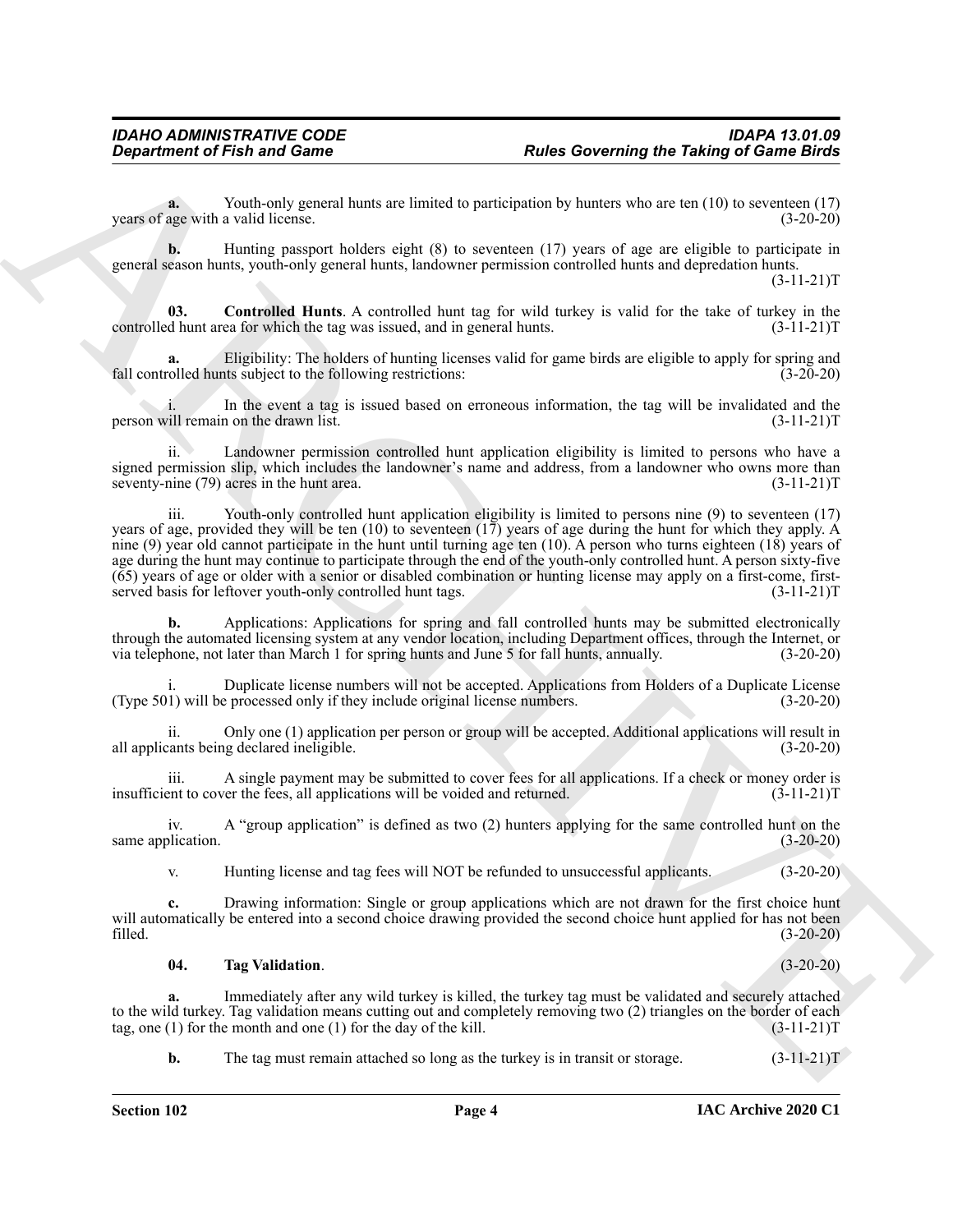**a.** Youth-only general hunts are limited to participation by hunters who are ten (10) to seventeen (17) years of age with a valid license. (3-20-20)

**b.** Hunting passport holders eight (8) to seventeen (17) years of age are eligible to participate in general season hunts, youth-only general hunts, landowner permission controlled hunts and depredation hunts. (3-11-21)T

**03. Controlled Hunts**. A controlled hunt tag for wild turkey is valid for the take of turkey in the controlled hunt area for which the tag was issued, and in general hunts. (3-11-21)T

**a.** Eligibility: The holders of hunting licenses valid for game birds are eligible to apply for spring and fall controlled hunts subject to the following restrictions: (3-20-20)

i. In the event a tag is issued based on erroneous information, the tag will be invalidated and the person will remain on the drawn list. (3-11-21)T

ii. Landowner permission controlled hunt application eligibility is limited to persons who have a signed permission slip, which includes the landowner's name and address, from a landowner who owns more than seventy-nine (79) acres in the hunt area. (3-11-21)T

iii. Youth-only controlled hunt application eligibility is limited to persons nine (9) to seventeen (17) years of age, provided they will be ten (10) to seventeen (17) years of age during the hunt for which they apply. A nine (9) year old cannot participate in the hunt until turning age ten (10). A person who turns eighteen (18) years of age during the hunt may continue to participate through the end of the youth-only controlled hunt. A person sixty-five (65) years of age or older with a senior or disabled combination or hunting license may apply on a first-come, first-served basis for leftover youth-only controlled hunt tags. (3-11-21)T

**b.** Applications: Applications for spring and fall controlled hunts may be submitted electronically through the automated licensing system at any vendor location, including Department offices, through the Internet, or via telephone, not later than March 1 for spring hunts and June 5 for fall hunts, annually. (3-20-20)

i. Duplicate license numbers will not be accepted. Applications from Holders of a Duplicate License (Type 501) will be processed only if they include original license numbers. (3-20-20)

ii. Only one (1) application per person or group will be accepted. Additional applications will result in all applicants being declared ineligible. (3-20-20)

iii. A single payment may be submitted to cover fees for all applications. If a check or money order is insufficient to cover the fees, all applications will be voided and returned. (3-11-21)T

iv. A "group application" is defined as two (2) hunters applying for the same controlled hunt on the same application. (3-20-20)

v. Hunting license and tag fees will NOT be refunded to unsuccessful applicants. (3-20-20)

**c.** Drawing information: Single or group applications which are not drawn for the first choice hunt will automatically be entered into a second choice drawing provided the second choice hunt applied for has not been filled. (3-20-20)

**04. Tag Validation**. (3-20-20)

**a.** Immediately after any wild turkey is killed, the turkey tag must be validated and securely attached to the wild turkey. Tag validation means cutting out and completely removing two (2) triangles on the border of each tag, one (1) for the month and one (1) for the day of the kill. (3-11-21)T

**b.** The tag must remain attached so long as the turkey is in transit or storage. (3-11-21)T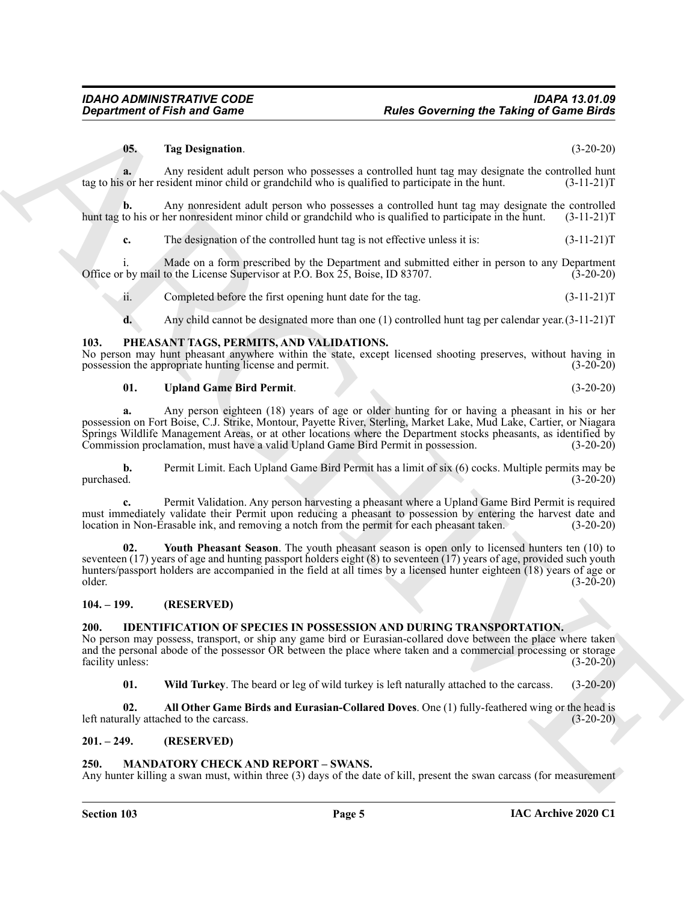**05. Tag Designation**. (3-20-20)

**a.** Any resident adult person who possesses a controlled hunt tag may designate the controlled hunt tag to his or her resident minor child or grandchild who is qualified to participate in the hunt. (3-11-21)T

**b.** Any nonresident adult person who possesses a controlled hunt tag may designate the controlled hunt tag to his or her nonresident minor child or grandchild who is qualified to participate in the hunt. (3-11-21)T

**c.** The designation of the controlled hunt tag is not effective unless it is: (3-11-21)T

i. Made on a form prescribed by the Department and submitted either in person to any Department Office or by mail to the License Supervisor at P.O. Box 25, Boise, ID 83707. (3-20-20)

ii. Completed before the first opening hunt date for the tag. (3-11-21)T

**d.** Any child cannot be designated more than one (1) controlled hunt tag per calendar year. (3-11-21)T

## 103. PHEASANT TAGS, PERMITS, AND VALIDATIONS.

No person may hunt pheasant anywhere within the state, except licensed shooting preserves, without having in possession the appropriate hunting license and permit. (3-20-20)

**01. Upland Game Bird Permit**. (3-20-20)

**a.** Any person eighteen (18) years of age or older hunting for or having a pheasant in his or her possession on Fort Boise, C.J. Strike, Montour, Payette River, Sterling, Market Lake, Mud Lake, Cartier, or Niagara Springs Wildlife Management Areas, or at other locations where the Department stocks pheasants, as identified by Commission proclamation, must have a valid Upland Game Bird Permit in possession. (3-20-20)

**b.** Permit Limit. Each Upland Game Bird Permit has a limit of six (6) cocks. Multiple permits may be purchased. (3-20-20)

**c.** Permit Validation. Any person harvesting a pheasant where a Upland Game Bird Permit is required must immediately validate their Permit upon reducing a pheasant to possession by entering the harvest date and location in Non-Erasable ink, and removing a notch from the permit for each pheasant taken. (3-20-20)

**02. Youth Pheasant Season**. The youth pheasant season is open only to licensed hunters ten (10) to seventeen (17) years of age and hunting passport holders eight (8) to seventeen (17) years of age, provided such youth hunters/passport holders are accompanied in the field at all times by a licensed hunter eighteen (18) years of age or older. (3-20-20)

## 104. – 199. (RESERVED)

## 200. IDENTIFICATION OF SPECIES IN POSSESSION AND DURING TRANSPORTATION.

No person may possess, transport, or ship any game bird or Eurasian-collared dove between the place where taken and the personal abode of the possessor OR between the place where taken and a commercial processing or storage facility unless: (3-20-20)

**01. Wild Turkey**. The beard or leg of wild turkey is left naturally attached to the carcass. (3-20-20)

**02. All Other Game Birds and Eurasian-Collared Doves**. One (1) fully-feathered wing or the head is left naturally attached to the carcass. (3-20-20)

## 201. – 249. (RESERVED)

## 250. MANDATORY CHECK AND REPORT – SWANS.

Any hunter killing a swan must, within three (3) days of the date of kill, present the swan carcass (for measurement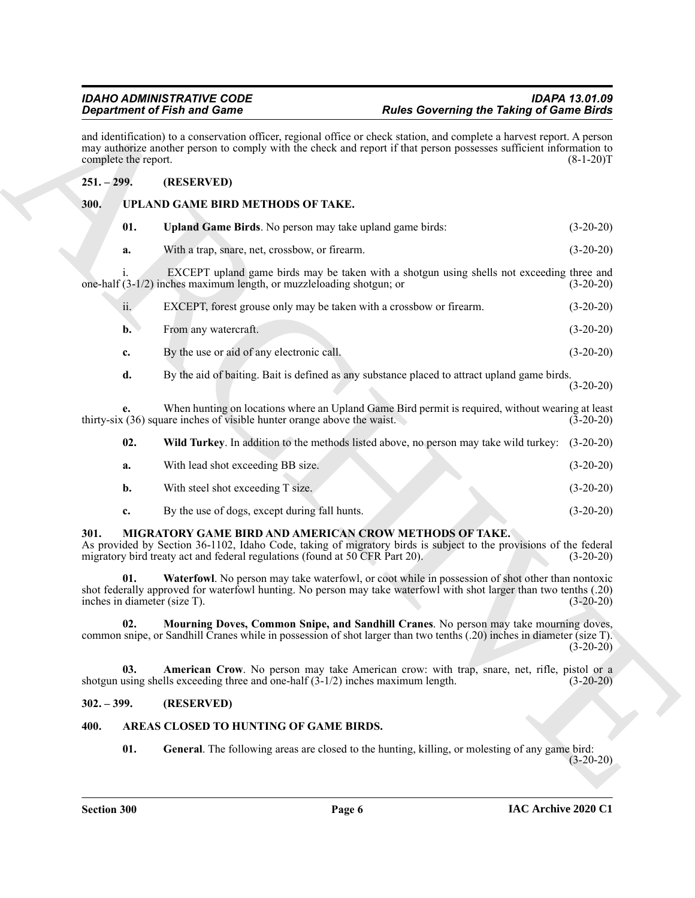and identification) to a conservation officer, regional office or check station, and complete a harvest report. A person may authorize another person to comply with the check and report if that person possesses sufficient information to complete the report. (8-1-20)T

## 251. – 299. (RESERVED)

## 300. UPLAND GAME BIRD METHODS OF TAKE.

**01. Upland Game Birds**. No person may take upland game birds: (3-20-20)

**a.** With a trap, snare, net, crossbow, or firearm. (3-20-20)

i. EXCEPT upland game birds may be taken with a shotgun using shells not exceeding three and one-half (3-1/2) inches maximum length, or muzzleloading shotgun; or (3-20-20)

ii. EXCEPT, forest grouse only may be taken with a crossbow or firearm. (3-20-20)

**b.** From any watercraft. (3-20-20)

**c.** By the use or aid of any electronic call. (3-20-20)

**d.** By the aid of baiting. Bait is defined as any substance placed to attract upland game birds. (3-20-20)

**e.** When hunting on locations where an Upland Game Bird permit is required, without wearing at least thirty-six (36) square inches of visible hunter orange above the waist. (3-20-20)

**02. Wild Turkey**. In addition to the methods listed above, no person may take wild turkey: (3-20-20)

**a.** With lead shot exceeding BB size. (3-20-20)

**b.** With steel shot exceeding T size. (3-20-20)

**c.** By the use of dogs, except during fall hunts. (3-20-20)

## 301. MIGRATORY GAME BIRD AND AMERICAN CROW METHODS OF TAKE.

As provided by Section 36-1102, Idaho Code, taking of migratory birds is subject to the provisions of the federal migratory bird treaty act and federal regulations (found at 50 CFR Part 20). (3-20-20)

**01. Waterfowl**. No person may take waterfowl, or coot while in possession of shot other than nontoxic shot federally approved for waterfowl hunting. No person may take waterfowl with shot larger than two tenths (.20) inches in diameter (size T). (3-20-20)

**02. Mourning Doves, Common Snipe, and Sandhill Cranes**. No person may take mourning doves, common snipe, or Sandhill Cranes while in possession of shot larger than two tenths (.20) inches in diameter (size T). (3-20-20)

**03. American Crow**. No person may take American crow: with trap, snare, net, rifle, pistol or a shotgun using shells exceeding three and one-half (3-1/2) inches maximum length. (3-20-20)

## 302. – 399. (RESERVED)

## 400. AREAS CLOSED TO HUNTING OF GAME BIRDS.

**01. General**. The following areas are closed to the hunting, killing, or molesting of any game bird: (3-20-20)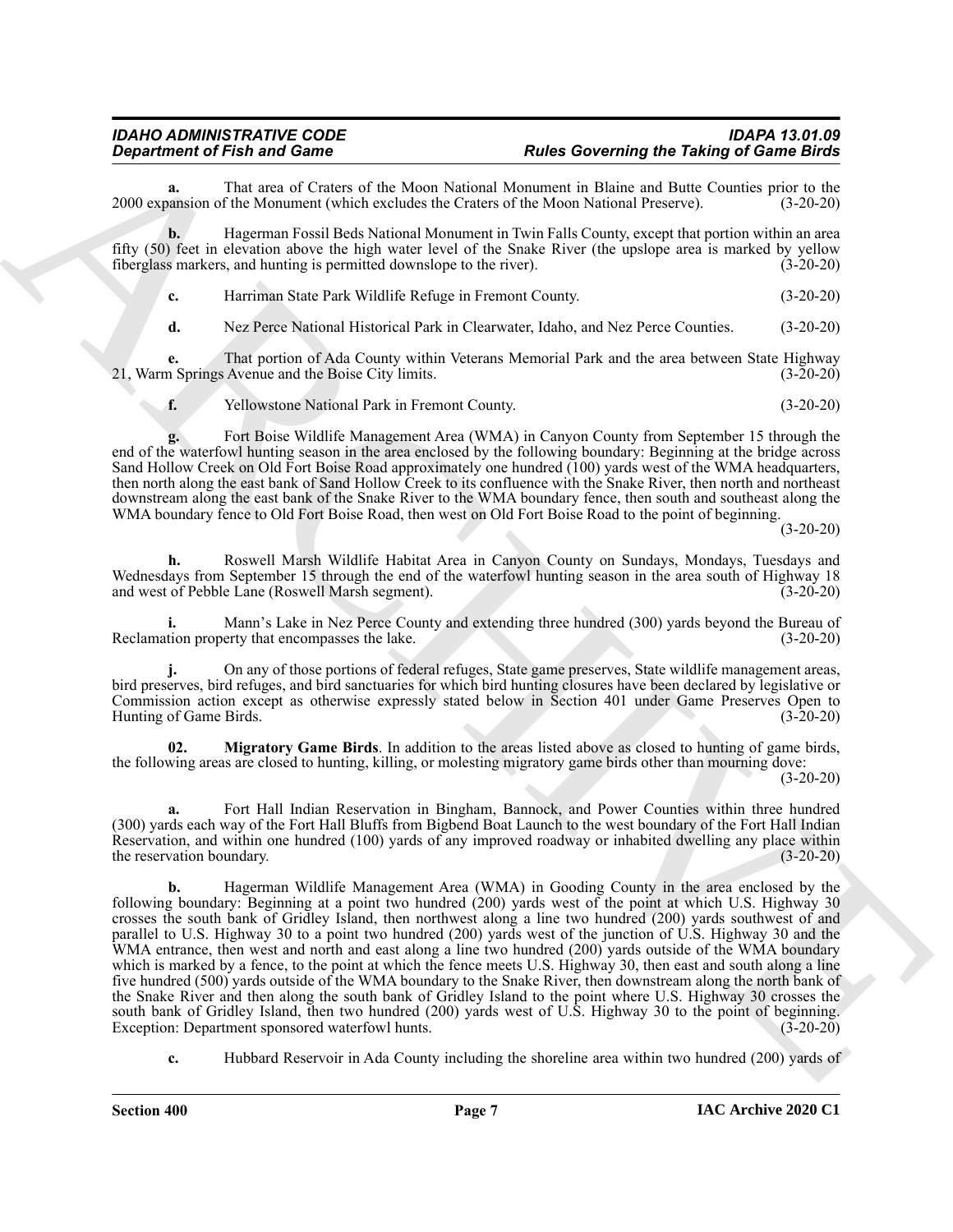**a.** That area of Craters of the Moon National Monument in Blaine and Butte Counties prior to the 2000 expansion of the Monument (which excludes the Craters of the Moon National Preserve). (3-20-20)

**b.** Hagerman Fossil Beds National Monument in Twin Falls County, except that portion within an area fifty (50) feet in elevation above the high water level of the Snake River (the upslope area is marked by yellow fiberglass markers, and hunting is permitted downslope to the river). (3-20-20)

**c.** Harriman State Park Wildlife Refuge in Fremont County. (3-20-20)

**d.** Nez Perce National Historical Park in Clearwater, Idaho, and Nez Perce Counties. (3-20-20)

**e.** That portion of Ada County within Veterans Memorial Park and the area between State Highway 21, Warm Springs Avenue and the Boise City limits. (3-20-20)

**f.** Yellowstone National Park in Fremont County. (3-20-20)

**g.** Fort Boise Wildlife Management Area (WMA) in Canyon County from September 15 through the end of the waterfowl hunting season in the area enclosed by the following boundary: Beginning at the bridge across Sand Hollow Creek on Old Fort Boise Road approximately one hundred (100) yards west of the WMA headquarters, then north along the east bank of Sand Hollow Creek to its confluence with the Snake River, then north and northeast downstream along the east bank of the Snake River to the WMA boundary fence, then south and southeast along the WMA boundary fence to Old Fort Boise Road, then west on Old Fort Boise Road to the point of beginning. (3-20-20)

**h.** Roswell Marsh Wildlife Habitat Area in Canyon County on Sundays, Mondays, Tuesdays and Wednesdays from September 15 through the end of the waterfowl hunting season in the area south of Highway 18 and west of Pebble Lane (Roswell Marsh segment). (3-20-20)

**i.** Mann's Lake in Nez Perce County and extending three hundred (300) yards beyond the Bureau of Reclamation property that encompasses the lake. (3-20-20)

**j.** On any of those portions of federal refuges, State game preserves, State wildlife management areas, bird preserves, bird refuges, and bird sanctuaries for which bird hunting closures have been declared by legislative or Commission action except as otherwise expressly stated below in Section 401 under Game Preserves Open to Hunting of Game Birds. (3-20-20)

**02. Migratory Game Birds**. In addition to the areas listed above as closed to hunting of game birds, the following areas are closed to hunting, killing, or molesting migratory game birds other than mourning dove: (3-20-20)

**a.** Fort Hall Indian Reservation in Bingham, Bannock, and Power Counties within three hundred (300) yards each way of the Fort Hall Bluffs from Bigbend Boat Launch to the west boundary of the Fort Hall Indian Reservation, and within one hundred (100) yards of any improved roadway or inhabited dwelling any place within the reservation boundary. (3-20-20)

**b.** Hagerman Wildlife Management Area (WMA) in Gooding County in the area enclosed by the following boundary: Beginning at a point two hundred (200) yards west of the point at which U.S. Highway 30 crosses the south bank of Gridley Island, then northwest along a line two hundred (200) yards southwest of and parallel to U.S. Highway 30 to a point two hundred (200) yards west of the junction of U.S. Highway 30 and the WMA entrance, then west and north and east along a line two hundred (200) yards outside of the WMA boundary which is marked by a fence, to the point at which the fence meets U.S. Highway 30, then east and south along a line five hundred (500) yards outside of the WMA boundary to the Snake River, then downstream along the north bank of the Snake River and then along the south bank of Gridley Island to the point where U.S. Highway 30 crosses the south bank of Gridley Island, then two hundred (200) yards west of U.S. Highway 30 to the point of beginning. Exception: Department sponsored waterfowl hunts. (3-20-20)

**c.** Hubbard Reservoir in Ada County including the shoreline area within two hundred (200) yards of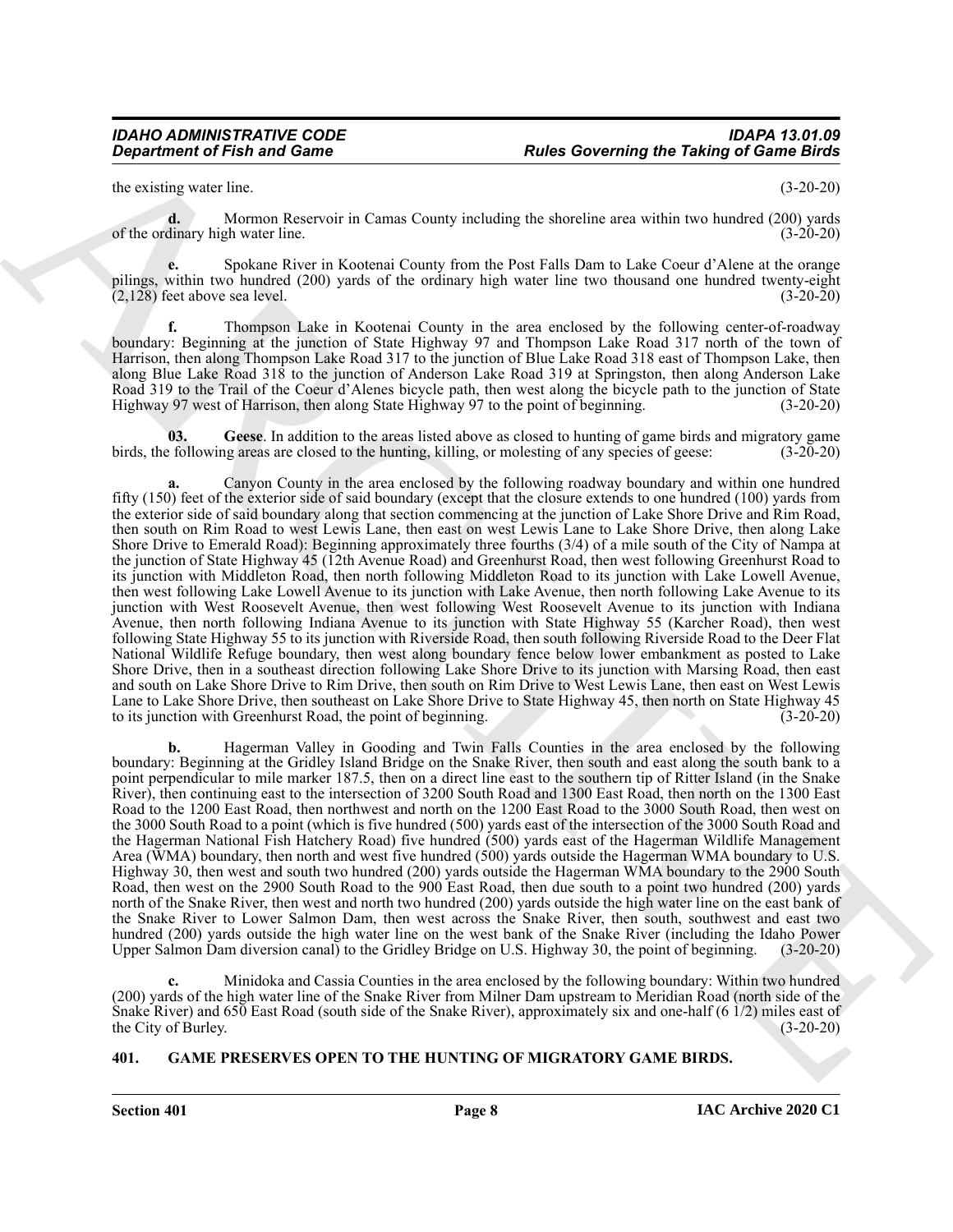the existing water line. (3-20-20)

**d.** Mormon Reservoir in Camas County including the shoreline area within two hundred (200) yards of the ordinary high water line. (3-20-20)

**e.** Spokane River in Kootenai County from the Post Falls Dam to Lake Coeur d'Alene at the orange pilings, within two hundred (200) yards of the ordinary high water line two thousand one hundred twenty-eight (2,128) feet above sea level. (3-20-20)

**f.** Thompson Lake in Kootenai County in the area enclosed by the following center-of-roadway boundary: Beginning at the junction of State Highway 97 and Thompson Lake Road 317 north of the town of Harrison, then along Thompson Lake Road 317 to the junction of Blue Lake Road 318 east of Thompson Lake, then along Blue Lake Road 318 to the junction of Anderson Lake Road 319 at Springston, then along Anderson Lake Road 319 to the Trail of the Coeur d'Alenes bicycle path, then west along the bicycle path to the junction of State Highway 97 west of Harrison, then along State Highway 97 to the point of beginning. (3-20-20)

**03. Geese**. In addition to the areas listed above as closed to hunting of game birds and migratory game birds, the following areas are closed to the hunting, killing, or molesting of any species of geese: (3-20-20)

**a.** Canyon County in the area enclosed by the following roadway boundary and within one hundred fifty (150) feet of the exterior side of said boundary (except that the closure extends to one hundred (100) yards from the exterior side of said boundary along that section commencing at the junction of Lake Shore Drive and Rim Road, then south on Rim Road to west Lewis Lane, then east on west Lewis Lane to Lake Shore Drive, then along Lake Shore Drive to Emerald Road): Beginning approximately three fourths (3/4) of a mile south of the City of Nampa at the junction of State Highway 45 (12th Avenue Road) and Greenhurst Road, then west following Greenhurst Road to its junction with Middleton Road, then north following Middleton Road to its junction with Lake Lowell Avenue, then west following Lake Lowell Avenue to its junction with Lake Avenue, then north following Lake Avenue to its junction with West Roosevelt Avenue, then west following West Roosevelt Avenue to its junction with Indiana Avenue, then north following Indiana Avenue to its junction with State Highway 55 (Karcher Road), then west following State Highway 55 to its junction with Riverside Road, then south following Riverside Road to the Deer Flat National Wildlife Refuge boundary, then west along boundary fence below lower embankment as posted to Lake Shore Drive, then in a southeast direction following Lake Shore Drive to its junction with Marsing Road, then east and south on Lake Shore Drive to Rim Drive, then south on Rim Drive to West Lewis Lane, then east on West Lewis Lane to Lake Shore Drive, then southeast on Lake Shore Drive to State Highway 45, then north on State Highway 45 to its junction with Greenhurst Road, the point of beginning. (3-20-20)

**b.** Hagerman Valley in Gooding and Twin Falls Counties in the area enclosed by the following boundary: Beginning at the Gridley Island Bridge on the Snake River, then south and east along the south bank to a point perpendicular to mile marker 187.5, then on a direct line east to the southern tip of Ritter Island (in the Snake River), then continuing east to the intersection of 3200 South Road and 1300 East Road, then north on the 1300 East Road to the 1200 East Road, then northwest and north on the 1200 East Road to the 3000 South Road, then west on the 3000 South Road to a point (which is five hundred (500) yards east of the intersection of the 3000 South Road and the Hagerman National Fish Hatchery Road) five hundred (500) yards east of the Hagerman Wildlife Management Area (WMA) boundary, then north and west five hundred (500) yards outside the Hagerman WMA boundary to U.S. Highway 30, then west and south two hundred (200) yards outside the Hagerman WMA boundary to the 2900 South Road, then west on the 2900 South Road to the 900 East Road, then due south to a point two hundred (200) yards north of the Snake River, then west and north two hundred (200) yards outside the high water line on the east bank of the Snake River to Lower Salmon Dam, then west across the Snake River, then south, southwest and east two hundred (200) yards outside the high water line on the west bank of the Snake River (including the Idaho Power Upper Salmon Dam diversion canal) to the Gridley Bridge on U.S. Highway 30, the point of beginning. (3-20-20)

**c.** Minidoka and Cassia Counties in the area enclosed by the following boundary: Within two hundred (200) yards of the high water line of the Snake River from Milner Dam upstream to Meridian Road (north side of the Snake River) and 650 East Road (south side of the Snake River), approximately six and one-half (6 1/2) miles east of the City of Burley. (3-20-20)

## 401. GAME PRESERVES OPEN TO THE HUNTING OF MIGRATORY GAME BIRDS.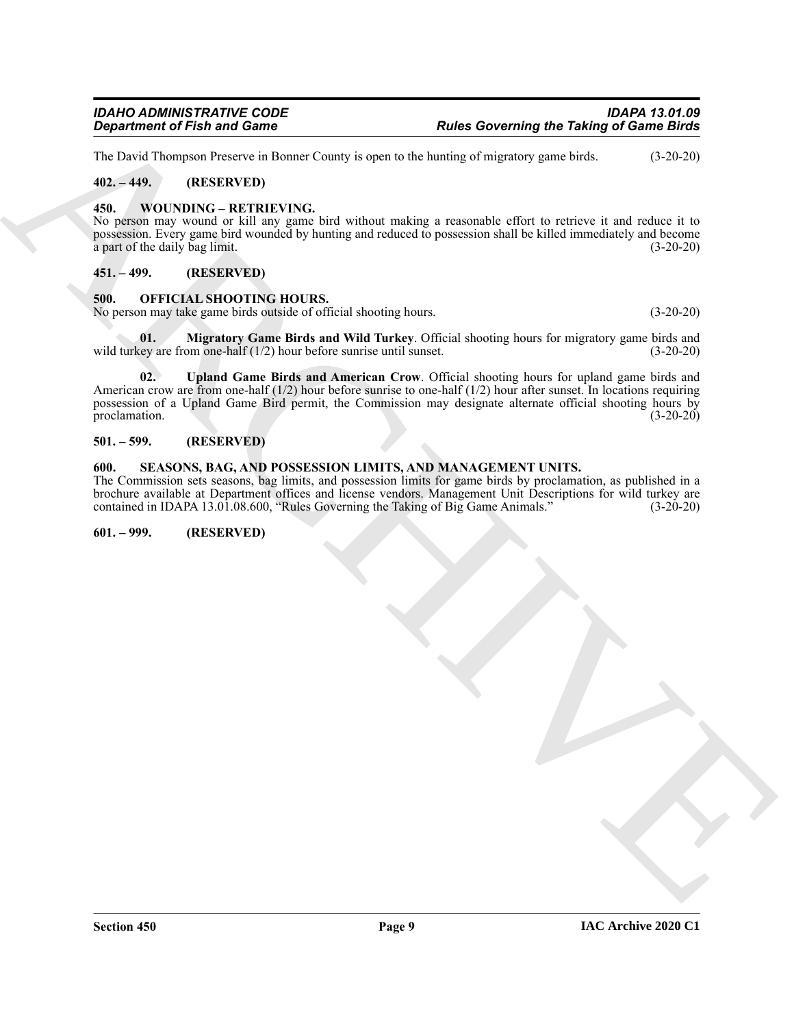The David Thompson Preserve in Bonner County is open to the hunting of migratory game birds. (3-20-20)

## 402. – 449. (RESERVED)

## 450. WOUNDING – RETRIEVING.

No person may wound or kill any game bird without making a reasonable effort to retrieve it and reduce it to possession. Every game bird wounded by hunting and reduced to possession shall be killed immediately and become a part of the daily bag limit. (3-20-20)

## 451. – 499. (RESERVED)

## 500. OFFICIAL SHOOTING HOURS.

No person may take game birds outside of official shooting hours. (3-20-20)

**01. Migratory Game Birds and Wild Turkey**. Official shooting hours for migratory game birds and wild turkey are from one-half (1/2) hour before sunrise until sunset. (3-20-20)

**02. Upland Game Birds and American Crow**. Official shooting hours for upland game birds and American crow are from one-half (1/2) hour before sunrise to one-half (1/2) hour after sunset. In locations requiring possession of a Upland Game Bird permit, the Commission may designate alternate official shooting hours by proclamation. (3-20-20)

## 501. – 599. (RESERVED)

## 600. SEASONS, BAG, AND POSSESSION LIMITS, AND MANAGEMENT UNITS.

The Commission sets seasons, bag limits, and possession limits for game birds by proclamation, as published in a brochure available at Department offices and license vendors. Management Unit Descriptions for wild turkey are contained in IDAPA 13.01.08.600, "Rules Governing the Taking of Big Game Animals." (3-20-20)

## 601. – 999. (RESERVED)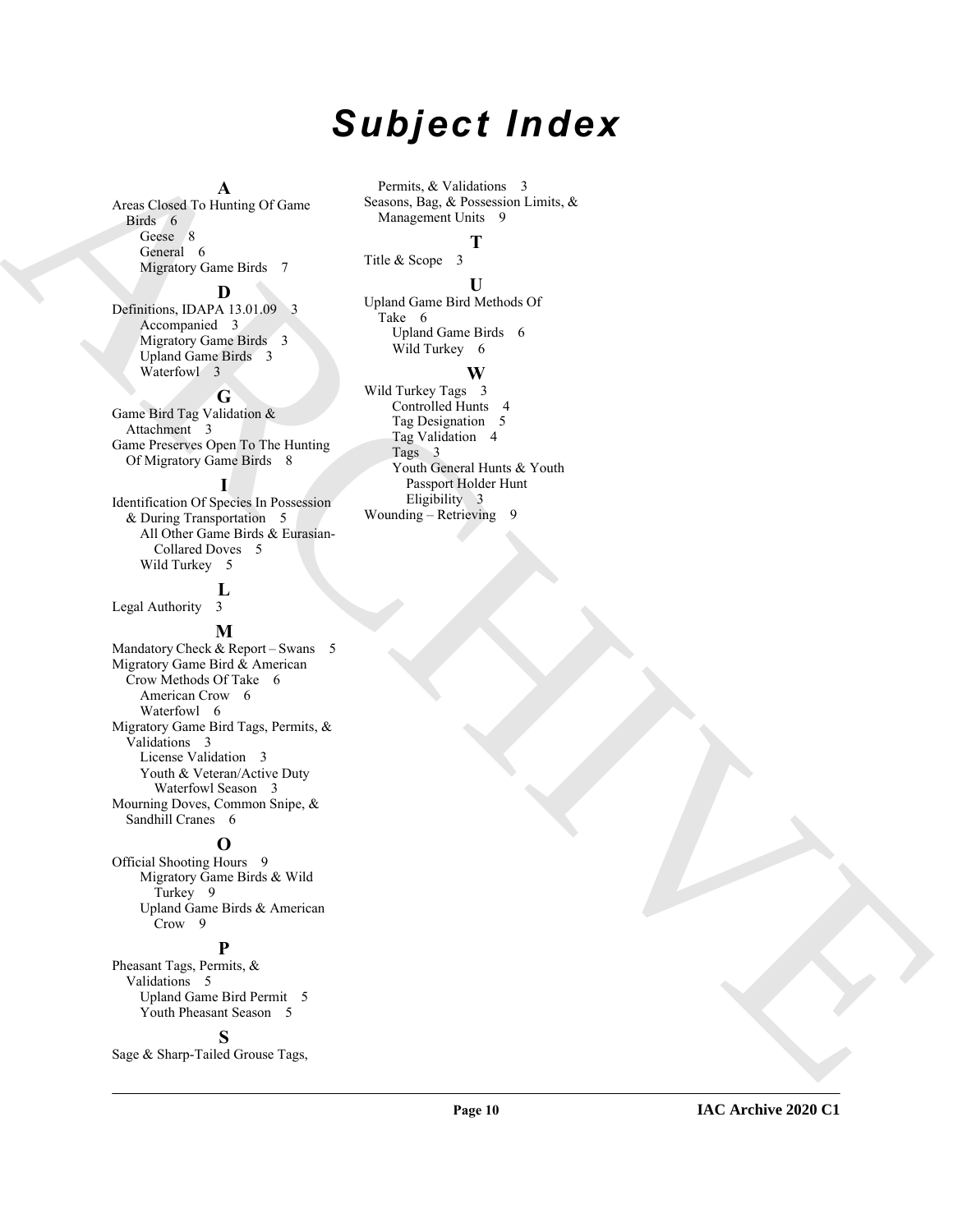# Subject Index

**A**

Areas Closed To Hunting Of Game Birds 6
- Geese 8
- General 6
- Migratory Game Birds 7

**D**

Definitions, IDAPA 13.01.09 3
- Accompanied 3
- Migratory Game Birds 3
- Upland Game Birds 3
- Waterfowl 3

**G**

Game Bird Tag Validation & Attachment 3

Game Preserves Open To The Hunting Of Migratory Game Birds 8

**I**

Identification Of Species In Possession & During Transportation 5
- All Other Game Birds & Eurasian-Collared Doves 5
- Wild Turkey 5

**L**

Legal Authority 3

**M**

Mandatory Check & Report – Swans 5

Migratory Game Bird & American Crow Methods Of Take 6
- American Crow 6
- Waterfowl 6

Migratory Game Bird Tags, Permits, & Validations 3
- License Validation 3
- Youth & Veteran/Active Duty Waterfowl Season 3

Mourning Doves, Common Snipe, & Sandhill Cranes 6

**O**

Official Shooting Hours 9
- Migratory Game Birds & Wild Turkey 9
- Upland Game Birds & American Crow 9

**P**

Pheasant Tags, Permits, & Validations 5
- Upland Game Bird Permit 5
- Youth Pheasant Season 5

**S**

Sage & Sharp-Tailed Grouse Tags, Permits, & Validations 3

Seasons, Bag, & Possession Limits, & Management Units 9

**T**

Title & Scope 3

**U**

Upland Game Bird Methods Of Take 6
- Upland Game Birds 6
- Wild Turkey 6

**W**

Wild Turkey Tags 3
- Controlled Hunts 4
- Tag Designation 5
- Tag Validation 4
- Tags 3
- Youth General Hunts & Youth Passport Holder Hunt Eligibility 3

Wounding – Retrieving 9